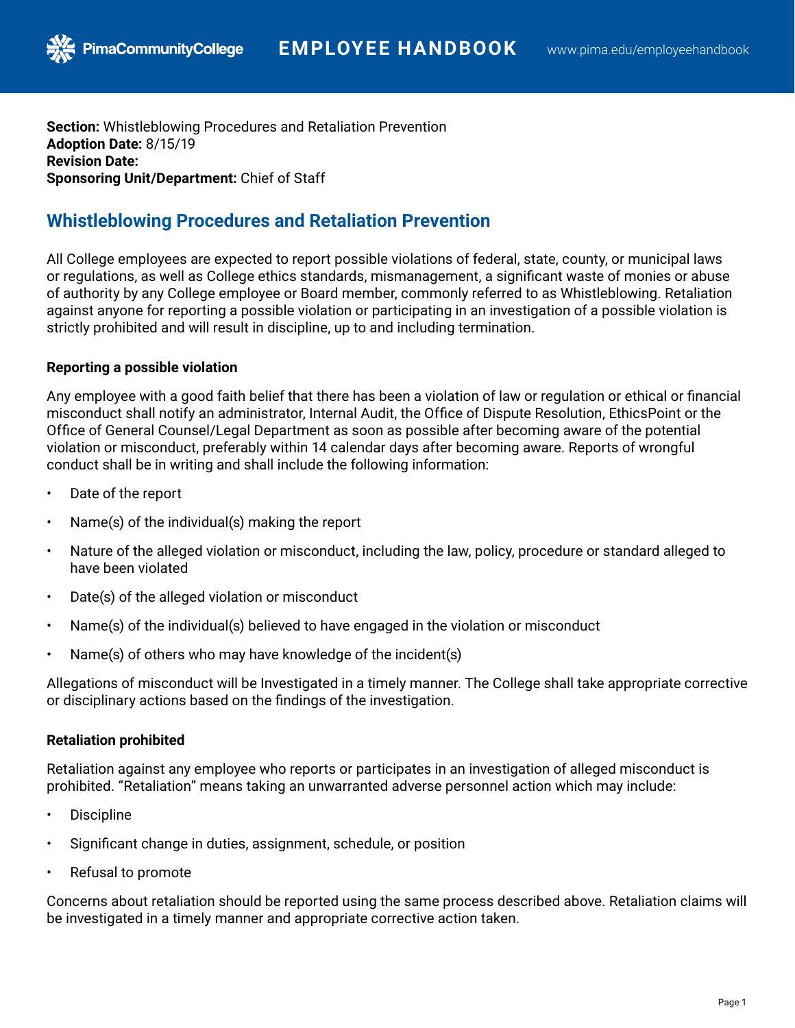**Section:** Whistleblowing Procedures and Retaliation Prevention
**Adoption Date:** 8/15/19
**Revision Date:**
**Sponsoring Unit/Department:** Chief of Staff

# Whistleblowing Procedures and Retaliation Prevention

All College employees are expected to report possible violations of federal, state, county, or municipal laws or regulations, as well as College ethics standards, mismanagement, a significant waste of monies or abuse of authority by any College employee or Board member, commonly referred to as Whistleblowing. Retaliation against anyone for reporting a possible violation or participating in an investigation of a possible violation is strictly prohibited and will result in discipline, up to and including termination.

### Reporting a possible violation

Any employee with a good faith belief that there has been a violation of law or regulation or ethical or financial misconduct shall notify an administrator, Internal Audit, the Office of Dispute Resolution, EthicsPoint or the Office of General Counsel/Legal Department as soon as possible after becoming aware of the potential violation or misconduct, preferably within 14 calendar days after becoming aware. Reports of wrongful conduct shall be in writing and shall include the following information:

- Date of the report
- Name(s) of the individual(s) making the report
- Nature of the alleged violation or misconduct, including the law, policy, procedure or standard alleged to have been violated
- Date(s) of the alleged violation or misconduct
- Name(s) of the individual(s) believed to have engaged in the violation or misconduct
- Name(s) of others who may have knowledge of the incident(s)

Allegations of misconduct will be Investigated in a timely manner. The College shall take appropriate corrective or disciplinary actions based on the findings of the investigation.

### Retaliation prohibited

Retaliation against any employee who reports or participates in an investigation of alleged misconduct is prohibited. "Retaliation" means taking an unwarranted adverse personnel action which may include:

- Discipline
- Significant change in duties, assignment, schedule, or position
- Refusal to promote

Concerns about retaliation should be reported using the same process described above. Retaliation claims will be investigated in a timely manner and appropriate corrective action taken.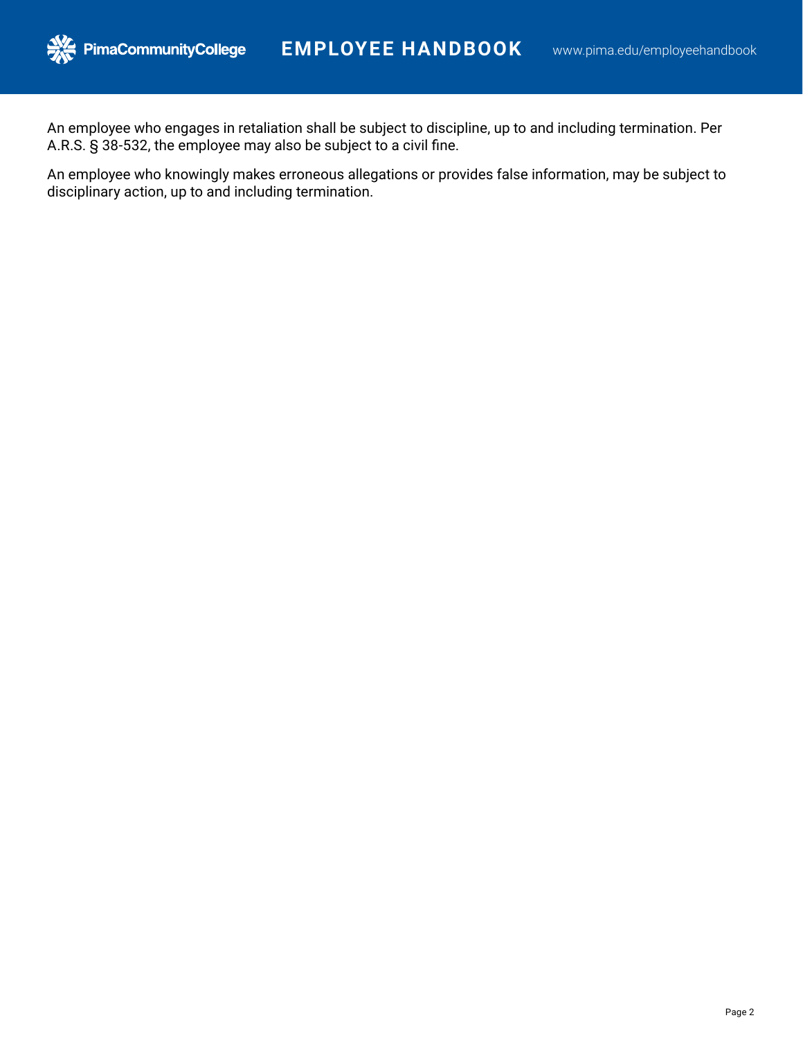An employee who engages in retaliation shall be subject to discipline, up to and including termination. Per A.R.S. § 38-532, the employee may also be subject to a civil fine.

An employee who knowingly makes erroneous allegations or provides false information, may be subject to disciplinary action, up to and including termination.